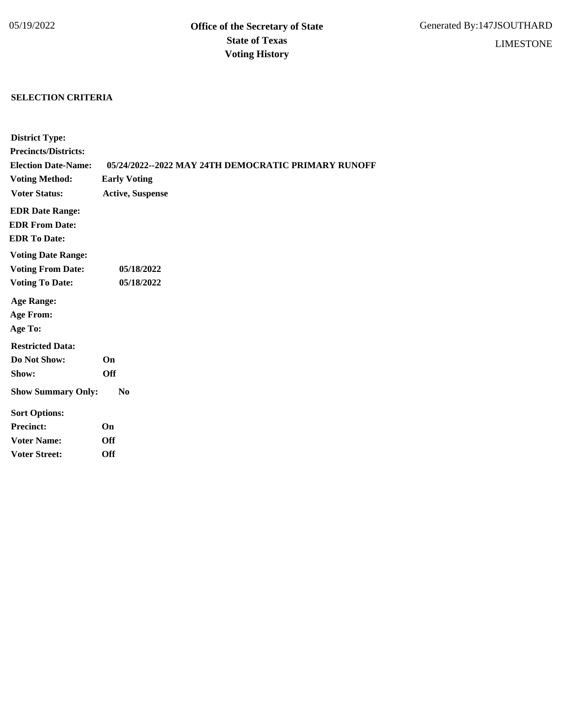05/19/2022

**Office of the Secretary of State**
**State of Texas**
**Voting History**

Generated By:147JSOUTHARD

LIMESTONE

## SELECTION CRITERIA

**District Type:**
**Precincts/Districts:**
**Election Date-Name:** 05/24/2022--2022 MAY 24TH DEMOCRATIC PRIMARY RUNOFF
**Voting Method:** Early Voting
**Voter Status:** Active, Suspense

**EDR Date Range:**
**EDR From Date:**
**EDR To Date:**

**Voting Date Range:**
**Voting From Date:** 05/18/2022
**Voting To Date:** 05/18/2022

**Age Range:**
**Age From:**
**Age To:**

**Restricted Data:**
**Do Not Show:** On
**Show:** Off

**Show Summary Only:** No

**Sort Options:**
**Precinct:** On
**Voter Name:** Off
**Voter Street:** Off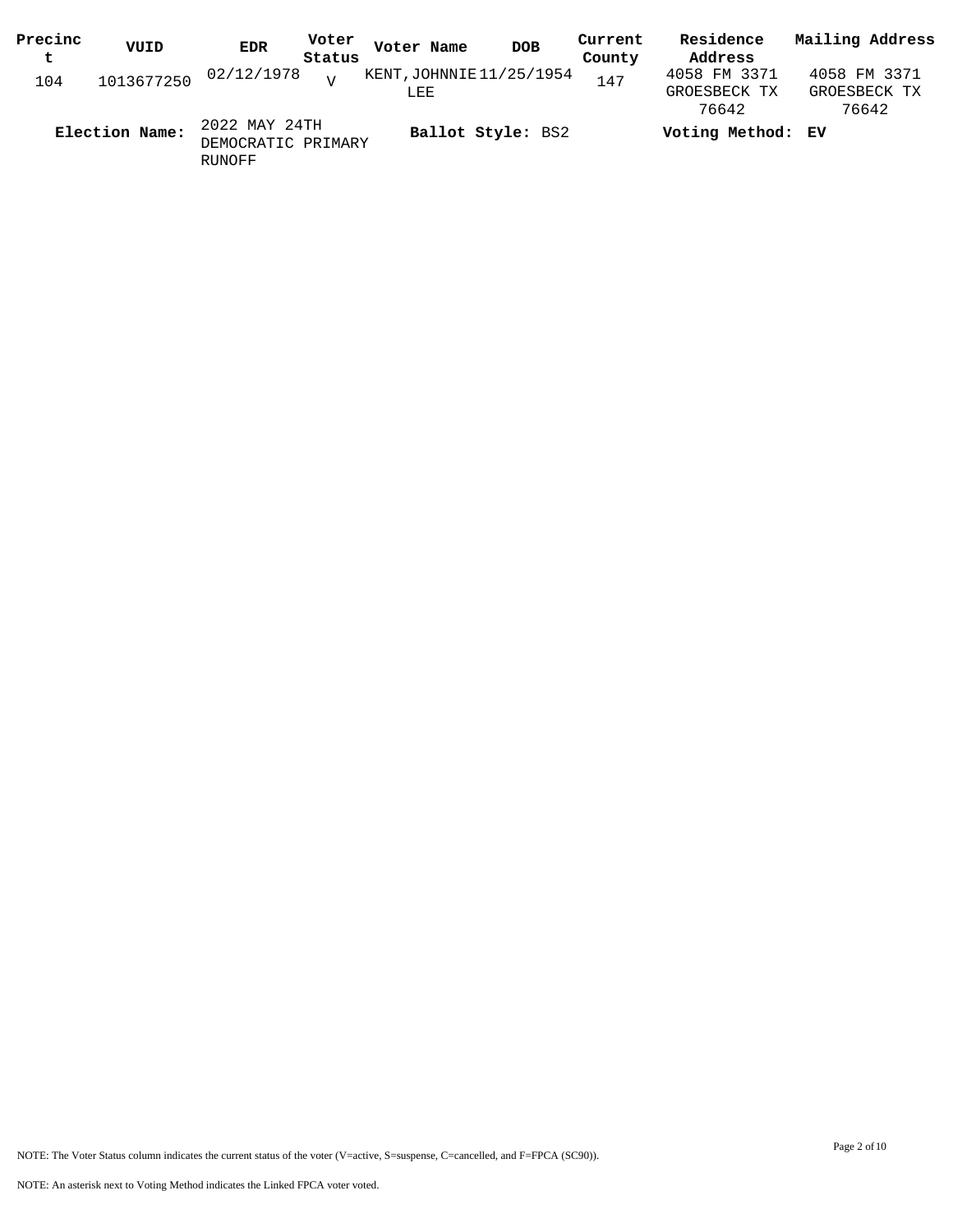| Precinct | VUID | EDR | Voter Status | Voter Name | DOB | Current County | Residence Address | Mailing Address |
|---|---|---|---|---|---|---|---|---|
| 104 | 1013677250 | 02/12/1978 | V | KENT,JOHNNIE LEE | 11/25/1954 | 147 | 4058 FM 3371 GROESBECK TX 76642 | 4058 FM 3371 GROESBECK TX 76642 |

**Election Name:** 2022 MAY 24TH DEMOCRATIC PRIMARY RUNOFF **Ballot Style:** BS2 **Voting Method:** EV

NOTE: The Voter Status column indicates the current status of the voter (V=active, S=suspense, C=cancelled, and F=FPCA (SC90)).

NOTE: An asterisk next to Voting Method indicates the Linked FPCA voter voted.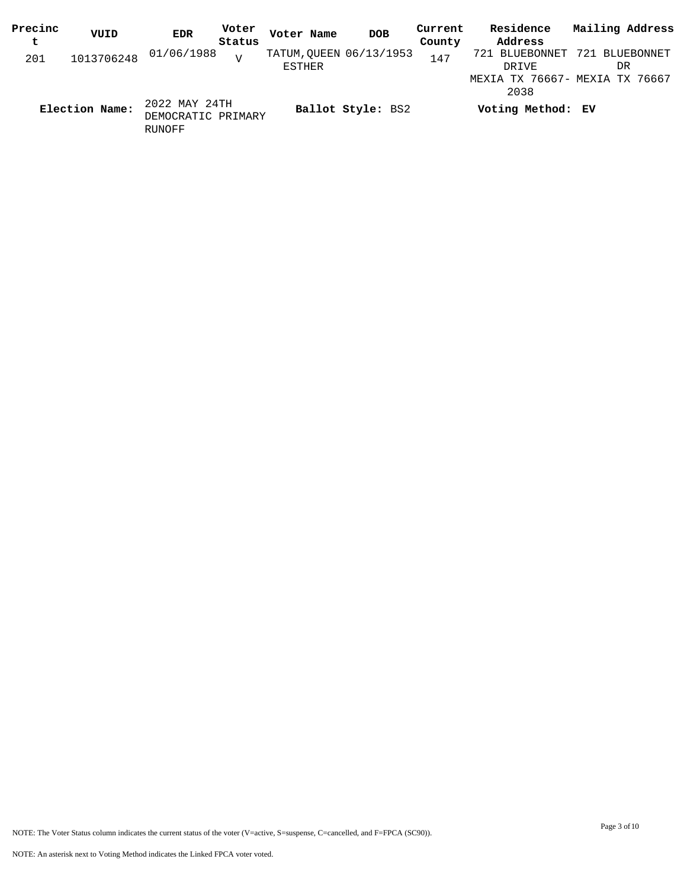| Precinct | VUID | EDR | Voter Status | Voter Name | DOB | Current County | Residence Address | Mailing Address |
|---|---|---|---|---|---|---|---|---|
| 201 | 1013706248 | 01/06/1988 | V | TATUM,QUEEN ESTHER | 06/13/1953 | 147 | 721 BLUEBONNET DRIVE MEXIA TX 76667-2038 | 721 BLUEBONNET DR MEXIA TX 76667 |

**Election Name:** 2022 MAY 24TH DEMOCRATIC PRIMARY RUNOFF **Ballot Style:** BS2 **Voting Method:** **EV**

NOTE: The Voter Status column indicates the current status of the voter (V=active, S=suspense, C=cancelled, and F=FPCA (SC90)).

NOTE: An asterisk next to Voting Method indicates the Linked FPCA voter voted.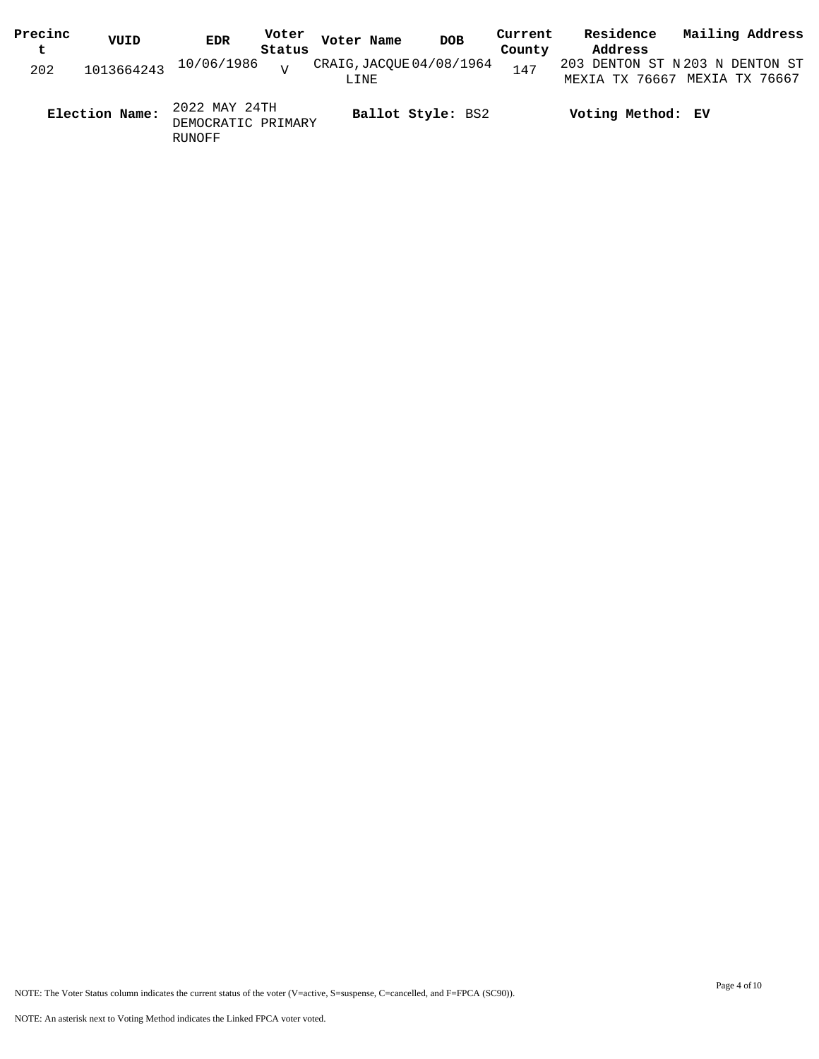| Precinct | VUID | EDR | Voter Status | Voter Name | DOB | Current County | Residence Address | Mailing Address |
|---|---|---|---|---|---|---|---|---|
| 202 | 1013664243 | 10/06/1986 | V | CRAIG, JACQUELINE | 04/08/1964 | 147 | 203 DENTON ST N MEXIA TX 76667 | 203 N DENTON ST MEXIA TX 76667 |

**Election Name:** 2022 MAY 24TH DEMOCRATIC PRIMARY RUNOFF **Ballot Style:** BS2 **Voting Method:** EV

NOTE: The Voter Status column indicates the current status of the voter (V=active, S=suspense, C=cancelled, and F=FPCA (SC90)).

NOTE: An asterisk next to Voting Method indicates the Linked FPCA voter voted.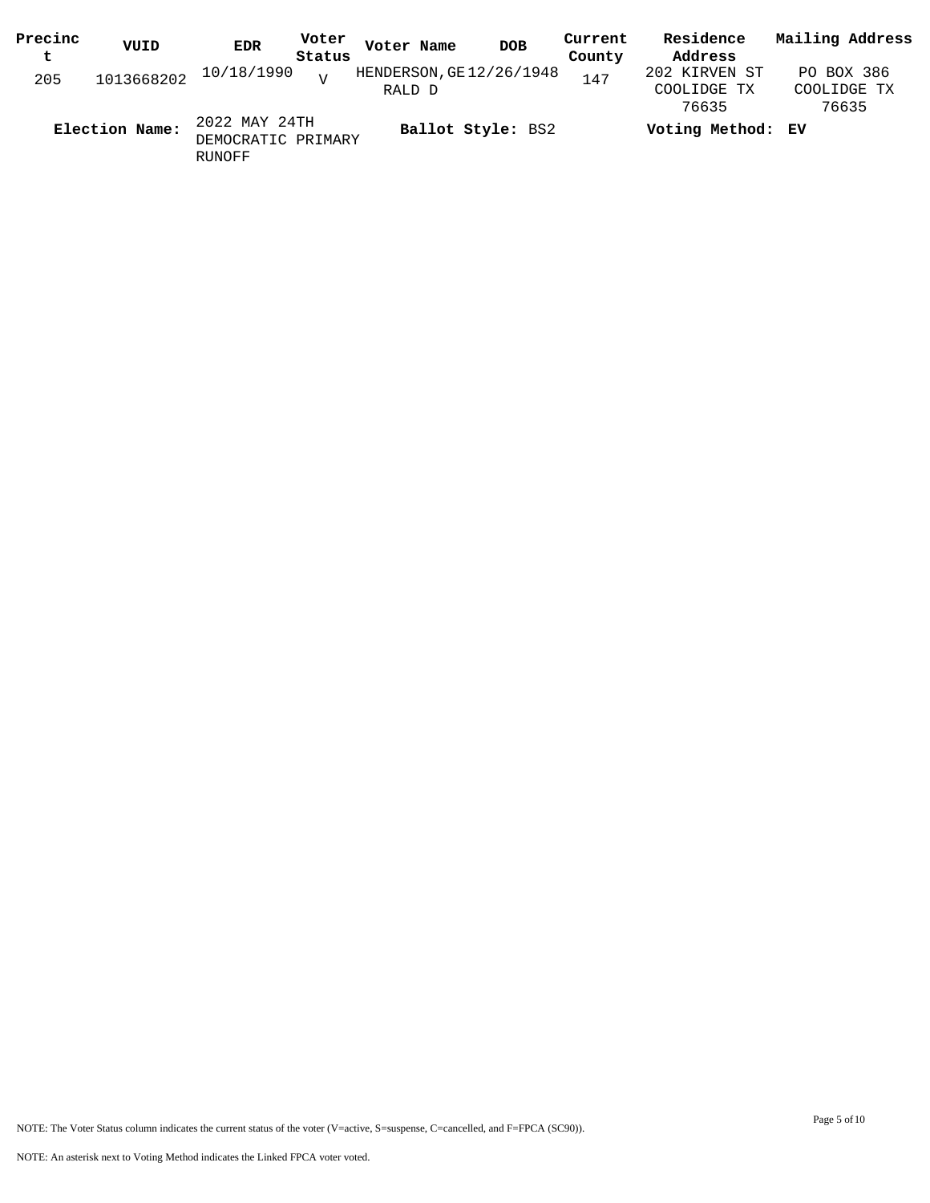| Precinct | VUID | EDR | Voter Status | Voter Name | DOB | Current County | Residence Address | Mailing Address |
|---|---|---|---|---|---|---|---|---|
| 205 | 1013668202 | 10/18/1990 | V | HENDERSON,GERALD D | 12/26/1948 | 147 | 202 KIRVEN ST COOLIDGE TX 76635 | PO BOX 386 COOLIDGE TX 76635 |

**Election Name:** 2022 MAY 24TH DEMOCRATIC PRIMARY RUNOFF **Ballot Style:** BS2 **Voting Method:** **EV**

NOTE: The Voter Status column indicates the current status of the voter (V=active, S=suspense, C=cancelled, and F=FPCA (SC90)).

NOTE: An asterisk next to Voting Method indicates the Linked FPCA voter voted.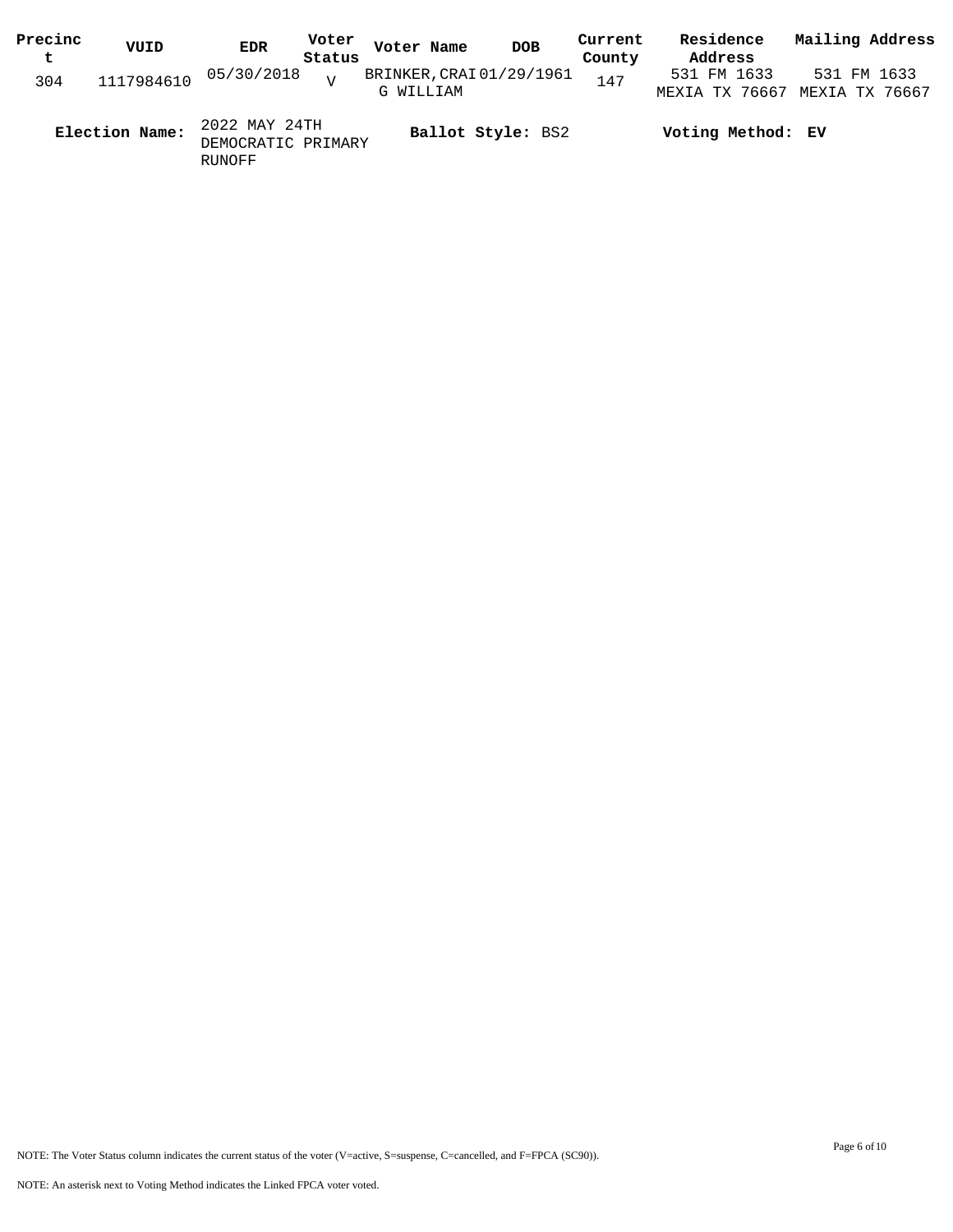| Precinct | VUID | EDR | Voter Status | Voter Name | DOB | Current County | Residence Address | Mailing Address |
|---|---|---|---|---|---|---|---|---|
| 304 | 1117984610 | 05/30/2018 | V | BRINKER,CRAIG WILLIAM | 01/29/1961 | 147 | 531 FM 1633 MEXIA TX 76667 | 531 FM 1633 MEXIA TX 76667 |

**Election Name:** 2022 MAY 24TH DEMOCRATIC PRIMARY RUNOFF **Ballot Style:** BS2 **Voting Method:** **EV**

NOTE: The Voter Status column indicates the current status of the voter (V=active, S=suspense, C=cancelled, and F=FPCA (SC90)).

NOTE: An asterisk next to Voting Method indicates the Linked FPCA voter voted.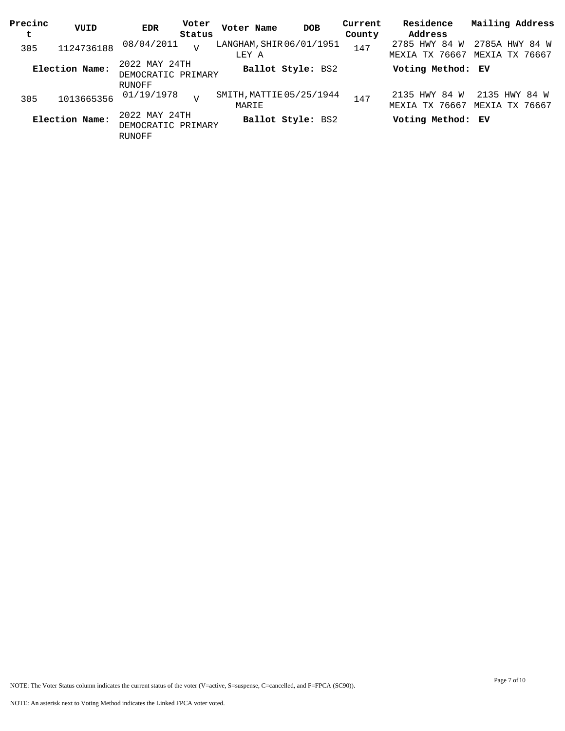| Precinct | VUID | EDR | Voter Status | Voter Name | DOB | Current County | Residence Address | Mailing Address |
|---|---|---|---|---|---|---|---|---|
| 305 | 1124736188 | 08/04/2011 | V | LANGHAM,SHIRLEY A | 06/01/1951 | 147 | 2785 HWY 84 W MEXIA TX 76667 | 2785A HWY 84 W MEXIA TX 76667 |
| **Election Name:** | | 2022 MAY 24TH DEMOCRATIC PRIMARY RUNOFF | | **Ballot Style:** BS2 | | | **Voting Method: EV** | |
| 305 | 1013665356 | 01/19/1978 | V | SMITH,MATTIE MARIE | 05/25/1944 | 147 | 2135 HWY 84 W MEXIA TX 76667 | 2135 HWY 84 W MEXIA TX 76667 |
| **Election Name:** | | 2022 MAY 24TH DEMOCRATIC PRIMARY RUNOFF | | **Ballot Style:** BS2 | | | **Voting Method: EV** | |

NOTE: The Voter Status column indicates the current status of the voter (V=active, S=suspense, C=cancelled, and F=FPCA (SC90)).

NOTE: An asterisk next to Voting Method indicates the Linked FPCA voter voted.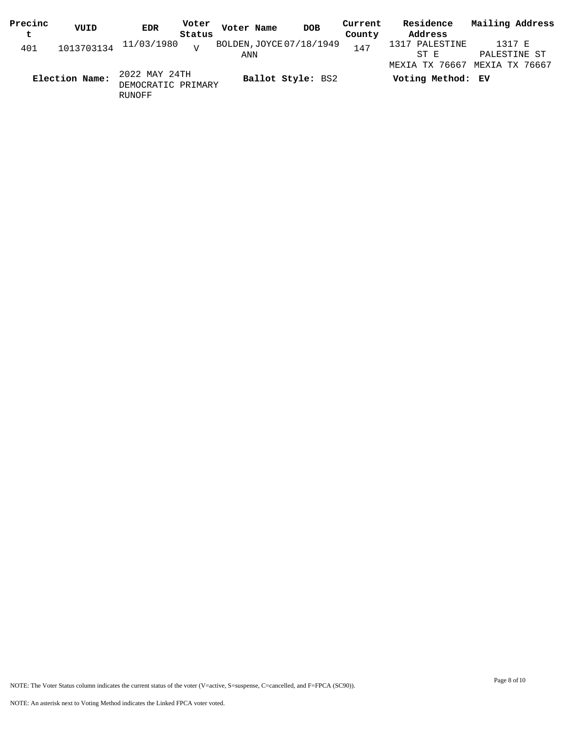| Precinct | VUID | EDR | Voter Status | Voter Name | DOB | Current County | Residence Address | Mailing Address |
| --- | --- | --- | --- | --- | --- | --- | --- | --- |
| 401 | 1013703134 | 11/03/1980 | V | BOLDEN,JOYCE ANN | 07/18/1949 | 147 | 1317 PALESTINE ST E MEXIA TX 76667 | 1317 E PALESTINE ST MEXIA TX 76667 |

**Election Name:** 2022 MAY 24TH DEMOCRATIC PRIMARY RUNOFF **Ballot Style:** BS2 **Voting Method:** **EV**

NOTE: The Voter Status column indicates the current status of the voter (V=active, S=suspense, C=cancelled, and F=FPCA (SC90)).

NOTE: An asterisk next to Voting Method indicates the Linked FPCA voter voted.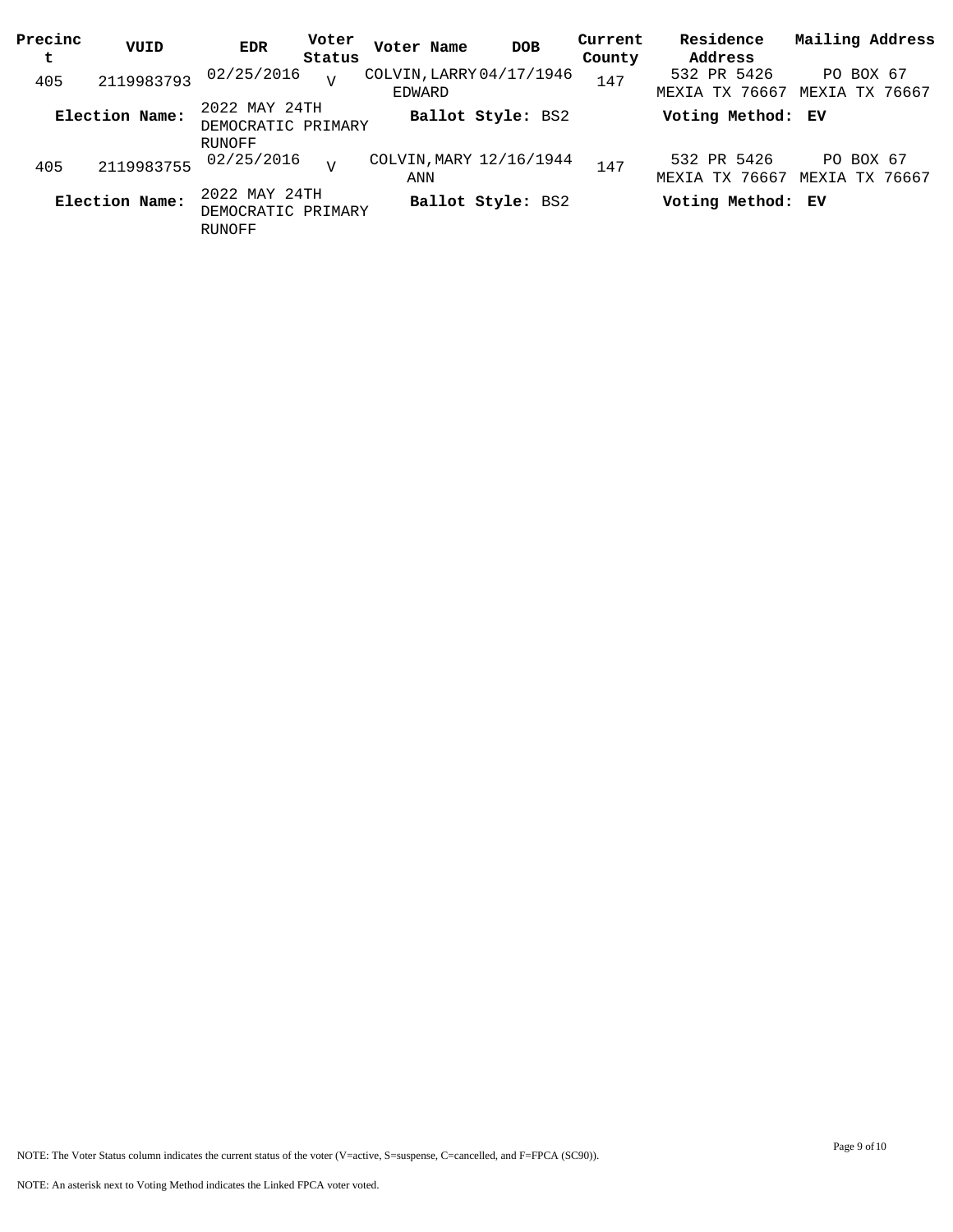| Precinct | VUID | EDR | Voter Status | Voter Name | DOB | Current County | Residence Address | Mailing Address |
|---|---|---|---|---|---|---|---|---|
| 405 | 2119983793 | 02/25/2016 | V | COLVIN, LARRY EDWARD | 04/17/1946 | 147 | 532 PR 5426 MEXIA TX 76667 | PO BOX 67 MEXIA TX 76667 |
| **Election Name:** | | 2022 MAY 24TH DEMOCRATIC PRIMARY RUNOFF | | **Ballot Style:** BS2 | | | **Voting Method:** EV | |
| 405 | 2119983755 | 02/25/2016 | V | COLVIN, MARY ANN | 12/16/1944 | 147 | 532 PR 5426 MEXIA TX 76667 | PO BOX 67 MEXIA TX 76667 |
| **Election Name:** | | 2022 MAY 24TH DEMOCRATIC PRIMARY RUNOFF | | **Ballot Style:** BS2 | | | **Voting Method:** EV | |

NOTE: The Voter Status column indicates the current status of the voter (V=active, S=suspense, C=cancelled, and F=FPCA (SC90)).

NOTE: An asterisk next to Voting Method indicates the Linked FPCA voter voted.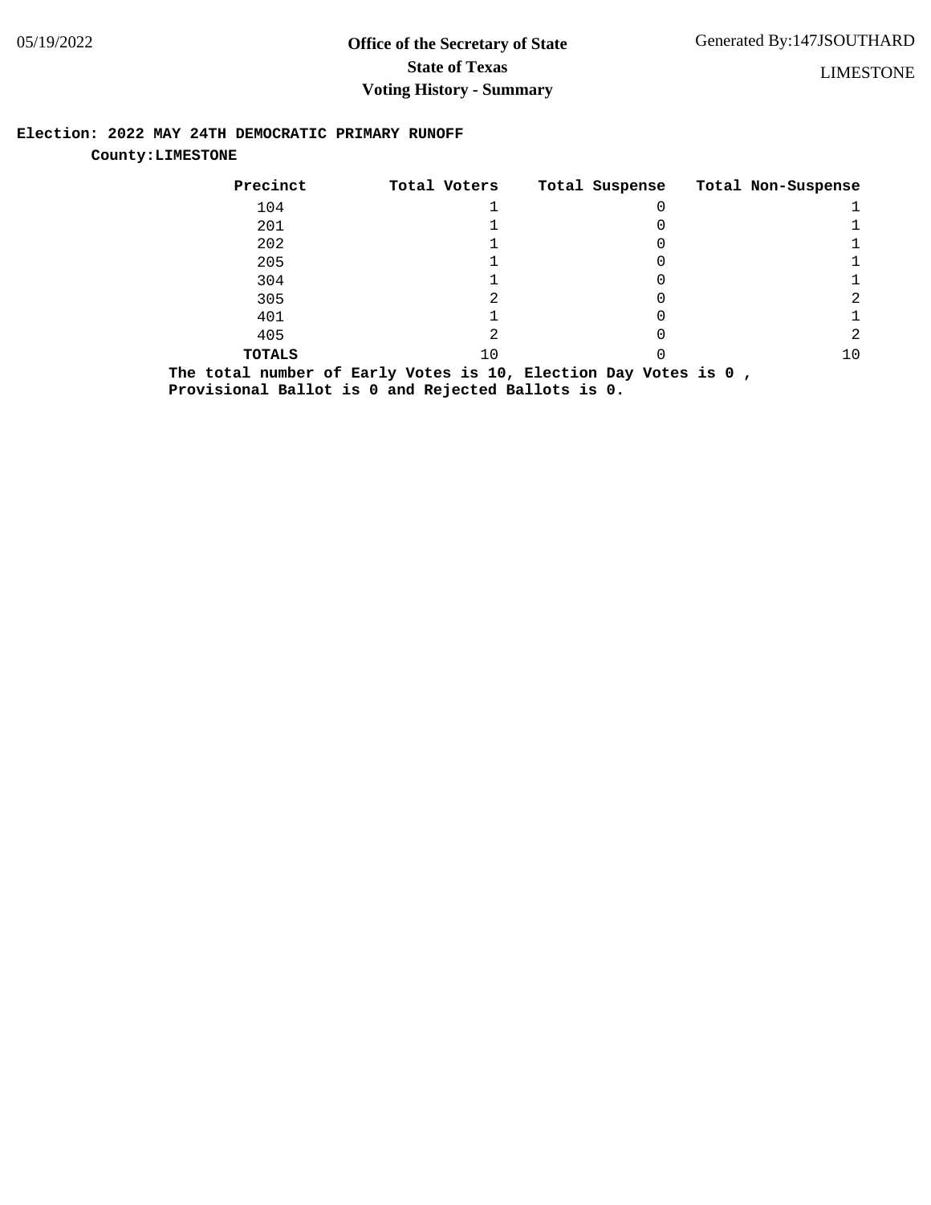**Office of the Secretary of State**

**State of Texas**

**Voting History - Summary**

05/19/2022

Generated By:147JSOUTHARD

LIMESTONE

**Election: 2022 MAY 24TH DEMOCRATIC PRIMARY RUNOFF**

**County:LIMESTONE**

| Precinct | Total Voters | Total Suspense | Total Non-Suspense |
|---|---|---|---|
| 104 | 1 | 0 | 1 |
| 201 | 1 | 0 | 1 |
| 202 | 1 | 0 | 1 |
| 205 | 1 | 0 | 1 |
| 304 | 1 | 0 | 1 |
| 305 | 2 | 0 | 2 |
| 401 | 1 | 0 | 1 |
| 405 | 2 | 0 | 2 |
| **TOTALS** | 10 | 0 | 10 |

**The total number of Early Votes is 10, Election Day Votes is 0 , Provisional Ballot is 0 and Rejected Ballots is 0.**